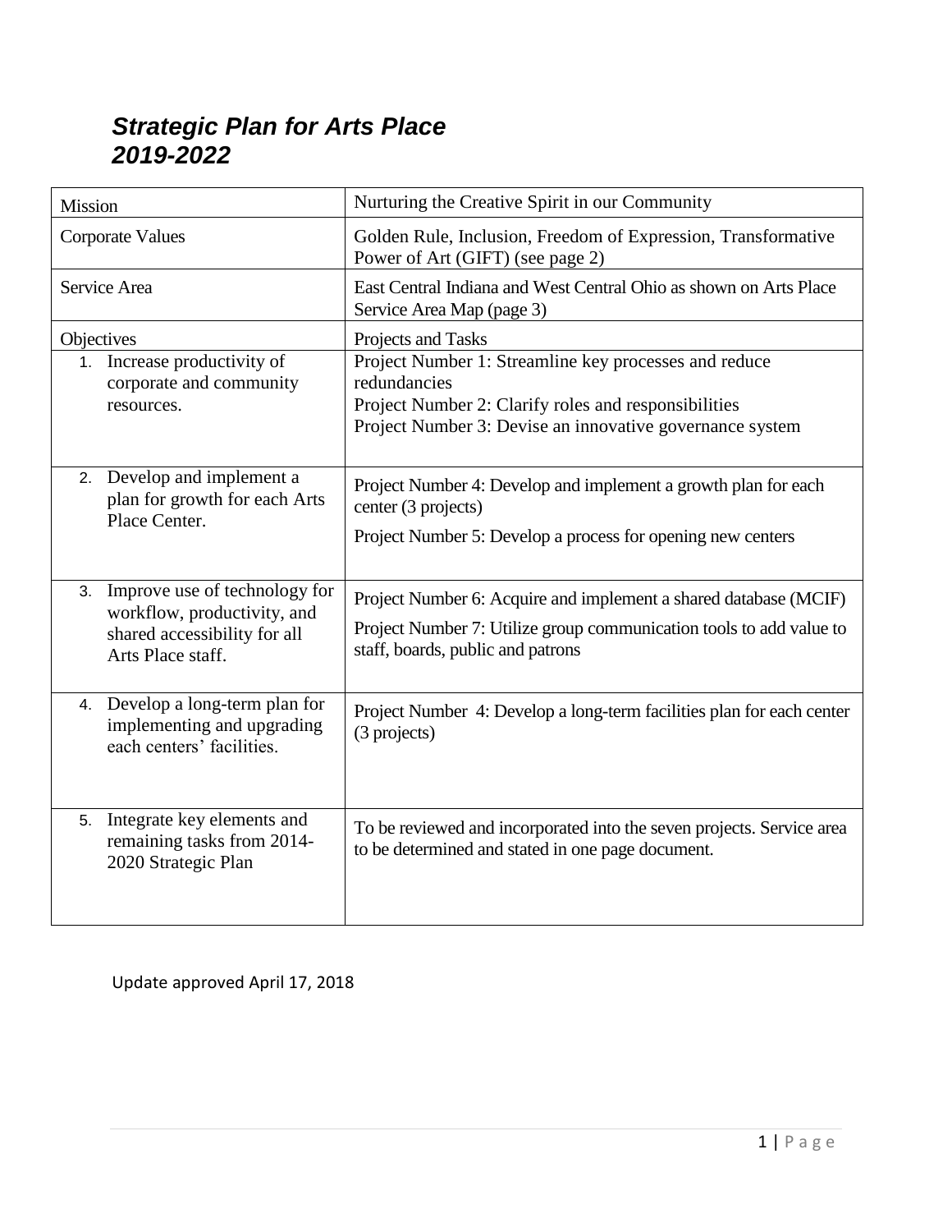# *Strategic Plan for Arts Place 2019-2022*

| Mission | Nurturing the Creative Spirit in our Community |
|---|---|
| Corporate Values | Golden Rule, Inclusion, Freedom of Expression, Transformative Power of Art (GIFT) (see page 2) |
| Service Area | East Central Indiana and West Central Ohio as shown on Arts Place Service Area Map (page 3) |
| Objectives | Projects and Tasks |
| 1. Increase productivity of corporate and community resources. | Project Number 1: Streamline key processes and reduce redundancies<br>Project Number 2: Clarify roles and responsibilities<br>Project Number 3: Devise an innovative governance system |
| 2. Develop and implement a plan for growth for each Arts Place Center. | Project Number 4: Develop and implement a growth plan for each center (3 projects)<br>Project Number 5: Develop a process for opening new centers |
| 3. Improve use of technology for workflow, productivity, and shared accessibility for all Arts Place staff. | Project Number 6: Acquire and implement a shared database (MCIF)<br>Project Number 7: Utilize group communication tools to add value to staff, boards, public and patrons |
| 4. Develop a long-term plan for implementing and upgrading each centers' facilities. | Project Number 4: Develop a long-term facilities plan for each center (3 projects) |
| 5. Integrate key elements and remaining tasks from 2014-2020 Strategic Plan | To be reviewed and incorporated into the seven projects. Service area to be determined and stated in one page document. |

Update approved April 17, 2018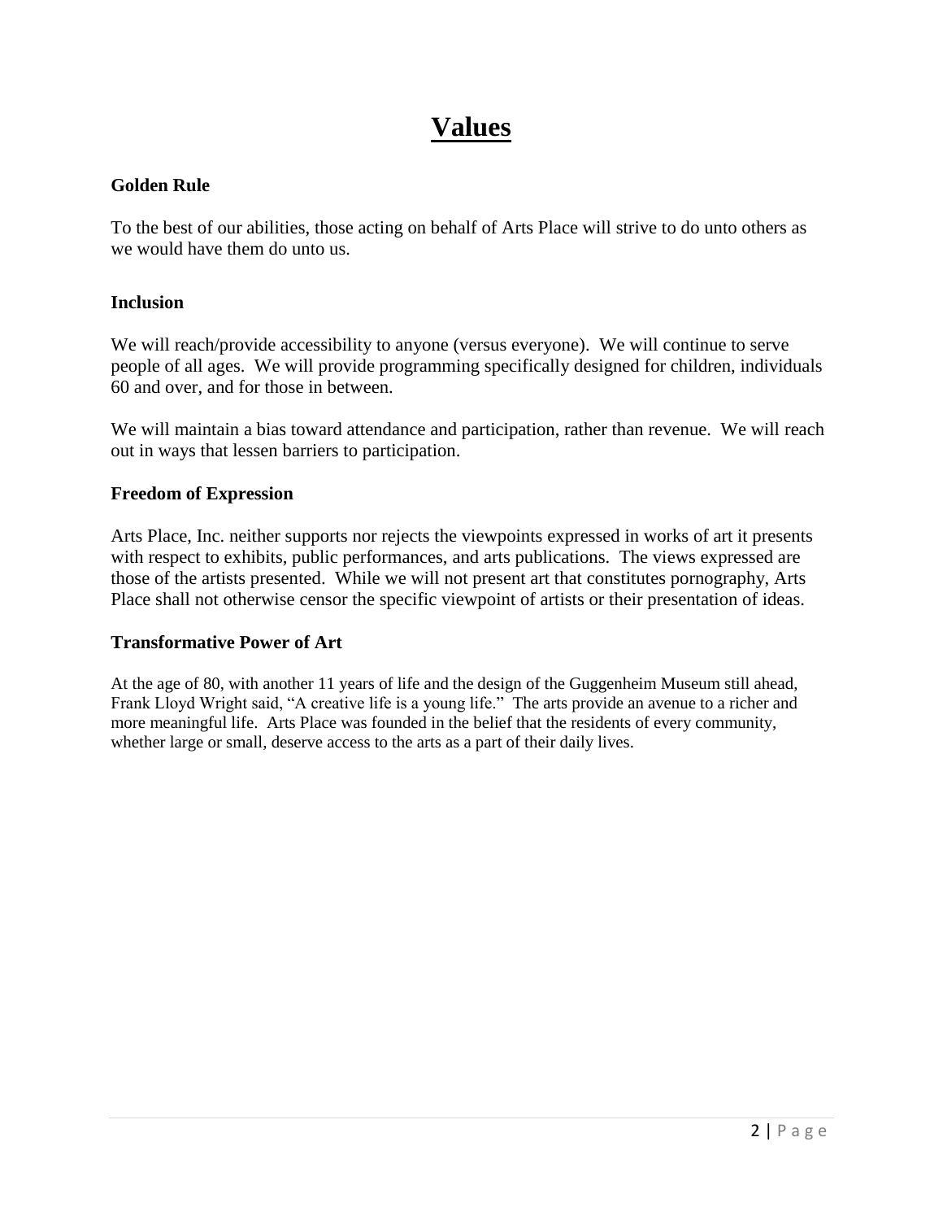# Values

### Golden Rule

To the best of our abilities, those acting on behalf of Arts Place will strive to do unto others as we would have them do unto us.

### Inclusion

We will reach/provide accessibility to anyone (versus everyone). We will continue to serve people of all ages. We will provide programming specifically designed for children, individuals 60 and over, and for those in between.

We will maintain a bias toward attendance and participation, rather than revenue. We will reach out in ways that lessen barriers to participation.

### Freedom of Expression

Arts Place, Inc. neither supports nor rejects the viewpoints expressed in works of art it presents with respect to exhibits, public performances, and arts publications. The views expressed are those of the artists presented. While we will not present art that constitutes pornography, Arts Place shall not otherwise censor the specific viewpoint of artists or their presentation of ideas.

### Transformative Power of Art

At the age of 80, with another 11 years of life and the design of the Guggenheim Museum still ahead, Frank Lloyd Wright said, "A creative life is a young life." The arts provide an avenue to a richer and more meaningful life. Arts Place was founded in the belief that the residents of every community, whether large or small, deserve access to the arts as a part of their daily lives.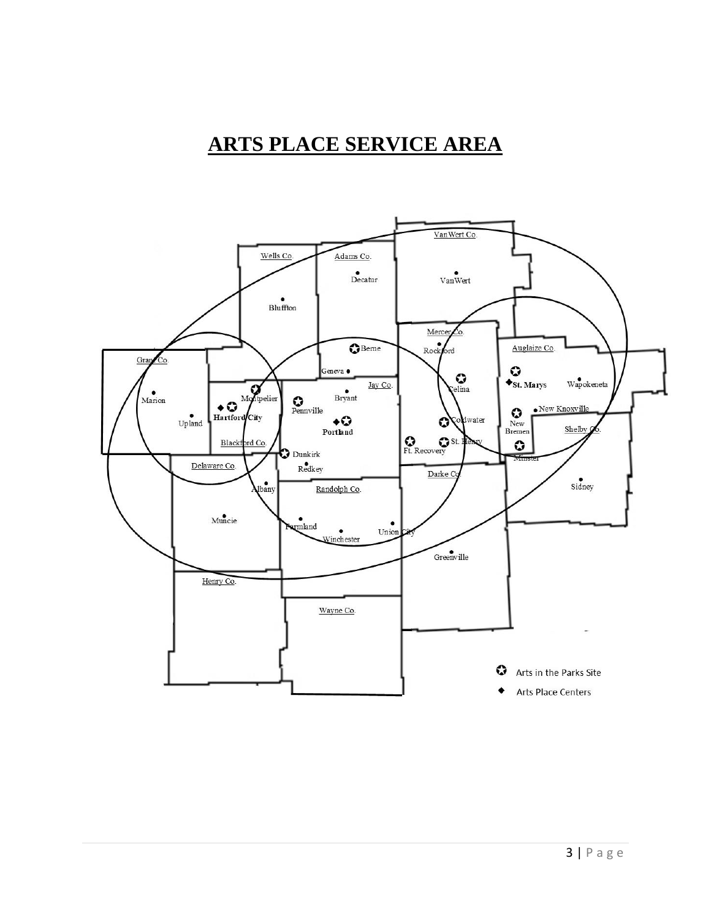# ARTS PLACE SERVICE AREA

VanWert Co.

Wells Co.

Adams Co.

Decatur

VanWert

Bluffton

Mercer Co.

Auglaize Co.

Berne

Rockford

Grant Co.

Geneva

Jay Co.

Celina

St. Marys

Wapokeneta

Marion

Montpelier

Bryant

Hartford City

Pennville

New Knoxville

Upland

Portland

Coldwater

New Bremen

Shelby Co.

Blackford Co.

St. Henry

Ft. Recovery

Dunkirk

Minster

Delaware Co.

Redkey

Darke Co.

Albany

Randolph Co.

Sidney

Muncie

Farmland

Union City

Winchester

Greenville

Henry Co.

Wayne Co.

✪ Arts in the Parks Site

◆ Arts Place Centers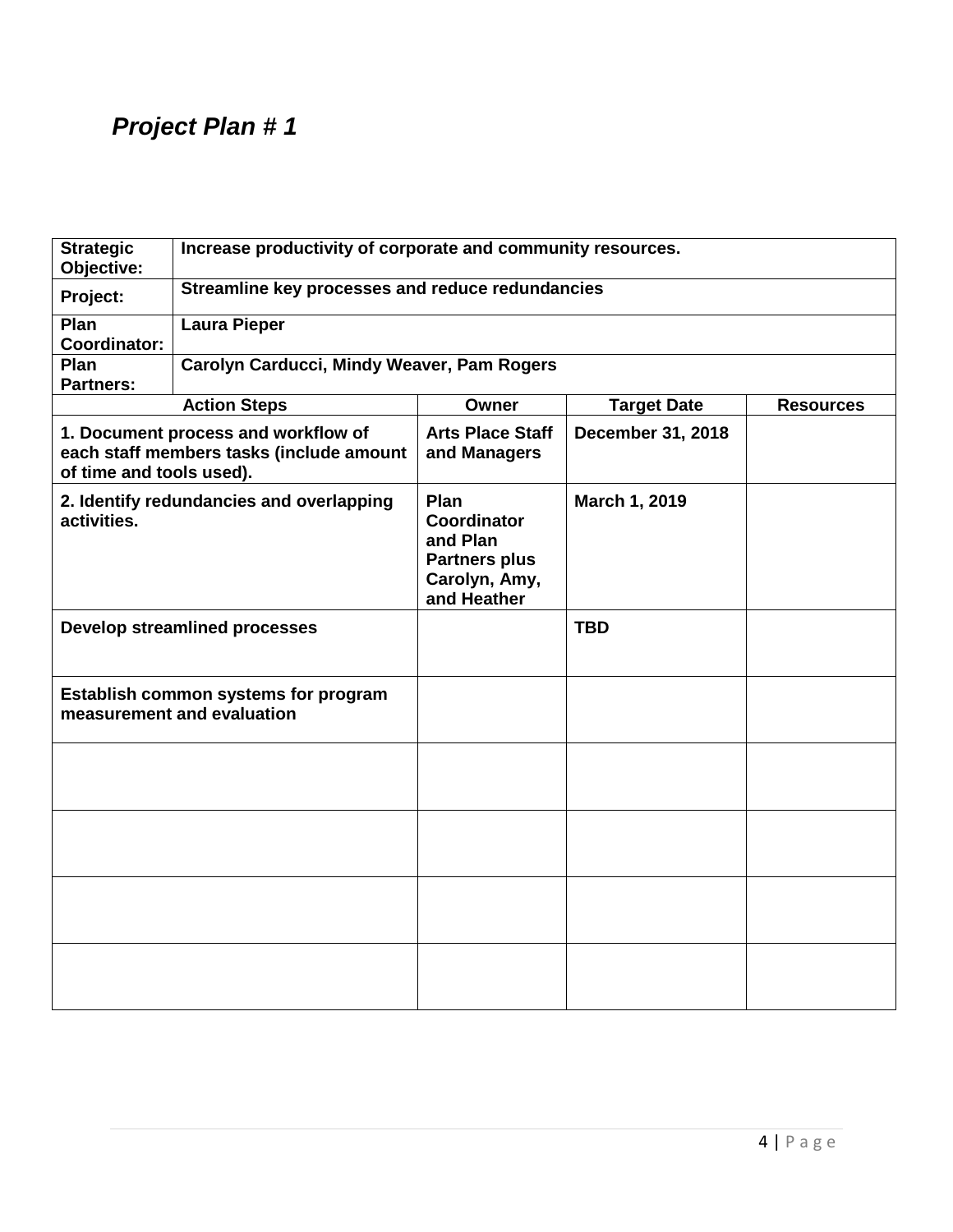## ***Project Plan # 1***

| **Strategic Objective:** | **Increase productivity of corporate and community resources.** | | |
|---|---|---|---|
| **Project:** | **Streamline key processes and reduce redundancies** | | |
| **Plan Coordinator:** | **Laura Pieper** | | |
| **Plan Partners:** | **Carolyn Carducci, Mindy Weaver, Pam Rogers** | | |
| **Action Steps** | **Owner** | **Target Date** | **Resources** |
| **1. Document process and workflow of each staff members tasks (include amount of time and tools used).** | **Arts Place Staff and Managers** | **December 31, 2018** | |
| **2. Identify redundancies and overlapping activities.** | **Plan Coordinator and Plan Partners plus Carolyn, Amy, and Heather** | **March 1, 2019** | |
| **Develop streamlined processes** | | **TBD** | |
| **Establish common systems for program measurement and evaluation** | | | |
| | | | |
| | | | |
| | | | |
| | | | |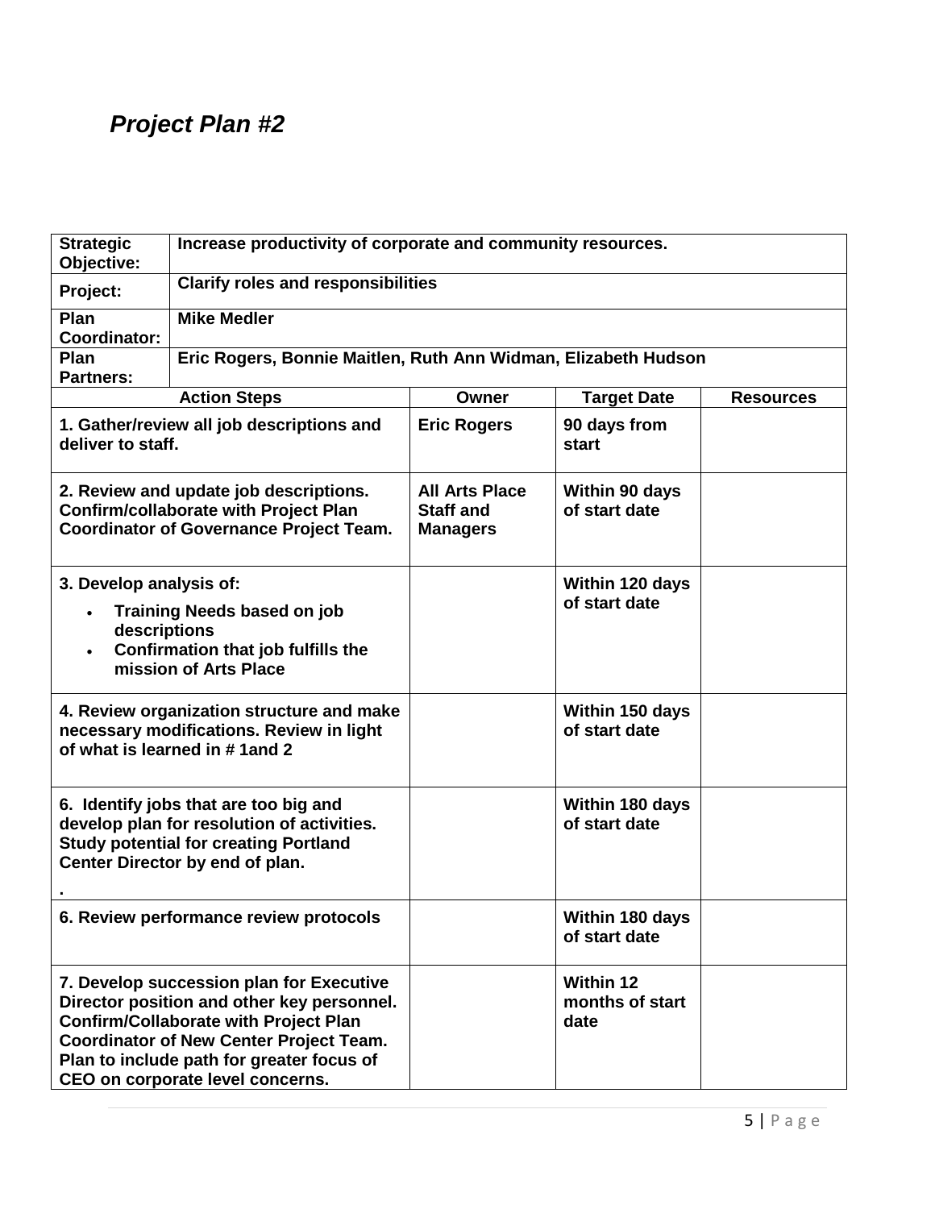## *Project Plan #2*

| **Strategic Objective:** | **Increase productivity of corporate and community resources.** | | |
|---|---|---|---|
| **Project:** | **Clarify roles and responsibilities** | | |
| **Plan Coordinator:** | **Mike Medler** | | |
| **Plan Partners:** | **Eric Rogers, Bonnie Maitlen, Ruth Ann Widman, Elizabeth Hudson** | | |
| **Action Steps** | **Owner** | **Target Date** | **Resources** |
| **1. Gather/review all job descriptions and deliver to staff.** | **Eric Rogers** | **90 days from start** | |
| **2. Review and update job descriptions. Confirm/collaborate with Project Plan Coordinator of Governance Project Team.** | **All Arts Place Staff and Managers** | **Within 90 days of start date** | |
| **3. Develop analysis of:** <br>• **Training Needs based on job descriptions** <br>• **Confirmation that job fulfills the mission of Arts Place** | | **Within 120 days of start date** | |
| **4. Review organization structure and make necessary modifications. Review in light of what is learned in # 1and 2** | | **Within 150 days of start date** | |
| **6. Identify jobs that are too big and develop plan for resolution of activities. Study potential for creating Portland Center Director by end of plan.** <br>**.** | | **Within 180 days of start date** | |
| **6. Review performance review protocols** | | **Within 180 days of start date** | |
| **7. Develop succession plan for Executive Director position and other key personnel. Confirm/Collaborate with Project Plan Coordinator of New Center Project Team. Plan to include path for greater focus of CEO on corporate level concerns.** | | **Within 12 months of start date** | |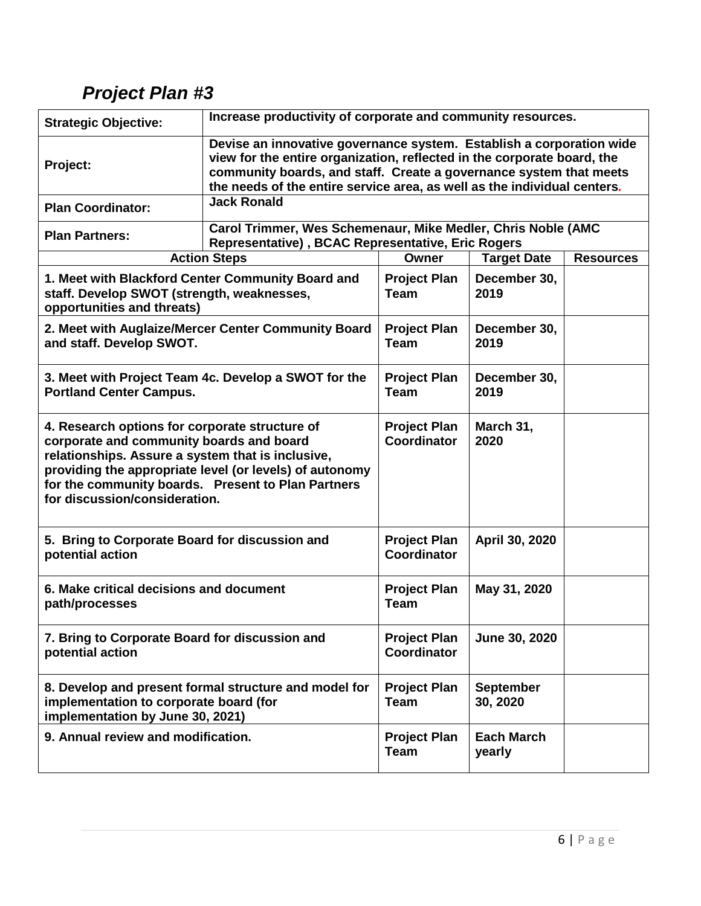## *Project Plan #3*

| **Strategic Objective:** | **Increase productivity of corporate and community resources.** | | |
|---|---|---|---|
| **Project:** | **Devise an innovative governance system. Establish a corporation wide view for the entire organization, reflected in the corporate board, the community boards, and staff. Create a governance system that meets the needs of the entire service area, as well as the individual centers.** | | |
| **Plan Coordinator:** | **Jack Ronald** | | |
| **Plan Partners:** | **Carol Trimmer, Wes Schemenaur, Mike Medler, Chris Noble (AMC Representative) , BCAC Representative, Eric Rogers** | | |

| **Action Steps** | **Owner** | **Target Date** | **Resources** |
|---|---|---|---|
| **1. Meet with Blackford Center Community Board and staff. Develop SWOT (strength, weaknesses, opportunities and threats)** | **Project Plan Team** | **December 30, 2019** | |
| **2. Meet with Auglaize/Mercer Center Community Board and staff. Develop SWOT.** | **Project Plan Team** | **December 30, 2019** | |
| **3. Meet with Project Team 4c. Develop a SWOT for the Portland Center Campus.** | **Project Plan Team** | **December 30, 2019** | |
| **4. Research options for corporate structure of corporate and community boards and board relationships. Assure a system that is inclusive, providing the appropriate level (or levels) of autonomy for the community boards. Present to Plan Partners for discussion/consideration.** | **Project Plan Coordinator** | **March 31, 2020** | |
| **5. Bring to Corporate Board for discussion and potential action** | **Project Plan Coordinator** | **April 30, 2020** | |
| **6. Make critical decisions and document path/processes** | **Project Plan Team** | **May 31, 2020** | |
| **7. Bring to Corporate Board for discussion and potential action** | **Project Plan Coordinator** | **June 30, 2020** | |
| **8. Develop and present formal structure and model for implementation to corporate board (for implementation by June 30, 2021)** | **Project Plan Team** | **September 30, 2020** | |
| **9. Annual review and modification.** | **Project Plan Team** | **Each March yearly** | |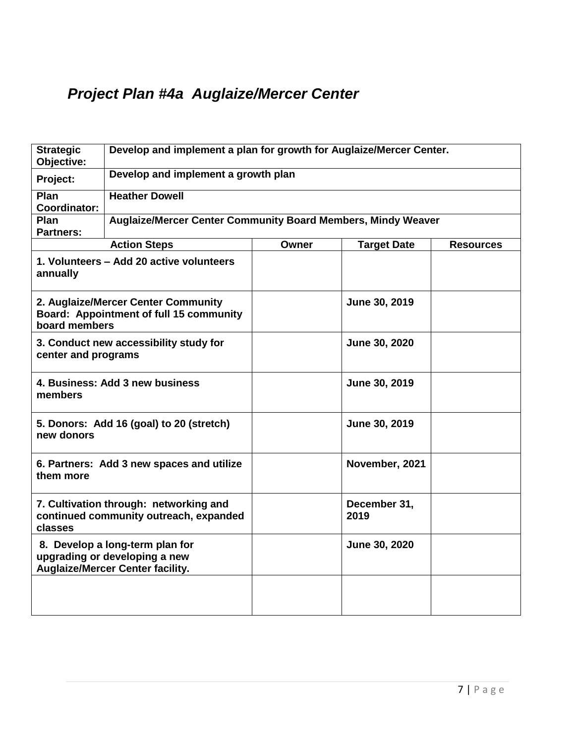## *Project Plan #4a Auglaize/Mercer Center*

| **Strategic Objective:** | **Develop and implement a plan for growth for Auglaize/Mercer Center.** |
|---|---|
| **Project:** | **Develop and implement a growth plan** |
| **Plan Coordinator:** | **Heather Dowell** |
| **Plan Partners:** | **Auglaize/Mercer Center Community Board Members, Mindy Weaver** |

| Action Steps | Owner | Target Date | Resources |
|---|---|---|---|
| **1. Volunteers – Add 20 active volunteers annually** | | | |
| **2. Auglaize/Mercer Center Community Board: Appointment of full 15 community board members** | | **June 30, 2019** | |
| **3. Conduct new accessibility study for center and programs** | | **June 30, 2020** | |
| **4. Business: Add 3 new business members** | | **June 30, 2019** | |
| **5. Donors: Add 16 (goal) to 20 (stretch) new donors** | | **June 30, 2019** | |
| **6. Partners: Add 3 new spaces and utilize them more** | | **November, 2021** | |
| **7. Cultivation through: networking and continued community outreach, expanded classes** | | **December 31, 2019** | |
| **8. Develop a long-term plan for upgrading or developing a new Auglaize/Mercer Center facility.** | | **June 30, 2020** | |
| | | | |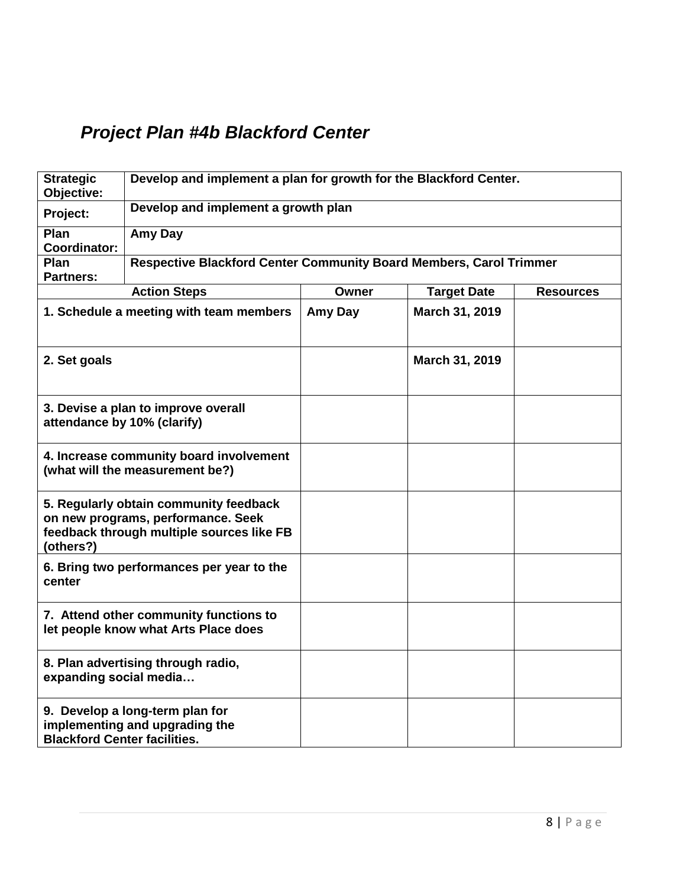## *Project Plan #4b Blackford Center*

| | |
|---|---|
| **Strategic Objective:** | **Develop and implement a plan for growth for the Blackford Center.** |
| **Project:** | **Develop and implement a growth plan** |
| **Plan Coordinator:** | **Amy Day** |
| **Plan Partners:** | **Respective Blackford Center Community Board Members, Carol Trimmer** |

| Action Steps | Owner | Target Date | Resources |
|---|---|---|---|
| **1. Schedule a meeting with team members** | **Amy Day** | **March 31, 2019** | |
| **2. Set goals** | | **March 31, 2019** | |
| **3. Devise a plan to improve overall attendance by 10% (clarify)** | | | |
| **4. Increase community board involvement (what will the measurement be?)** | | | |
| **5. Regularly obtain community feedback on new programs, performance. Seek feedback through multiple sources like FB (others?)** | | | |
| **6. Bring two performances per year to the center** | | | |
| **7. Attend other community functions to let people know what Arts Place does** | | | |
| **8. Plan advertising through radio, expanding social media…** | | | |
| **9. Develop a long-term plan for implementing and upgrading the Blackford Center facilities.** | | | |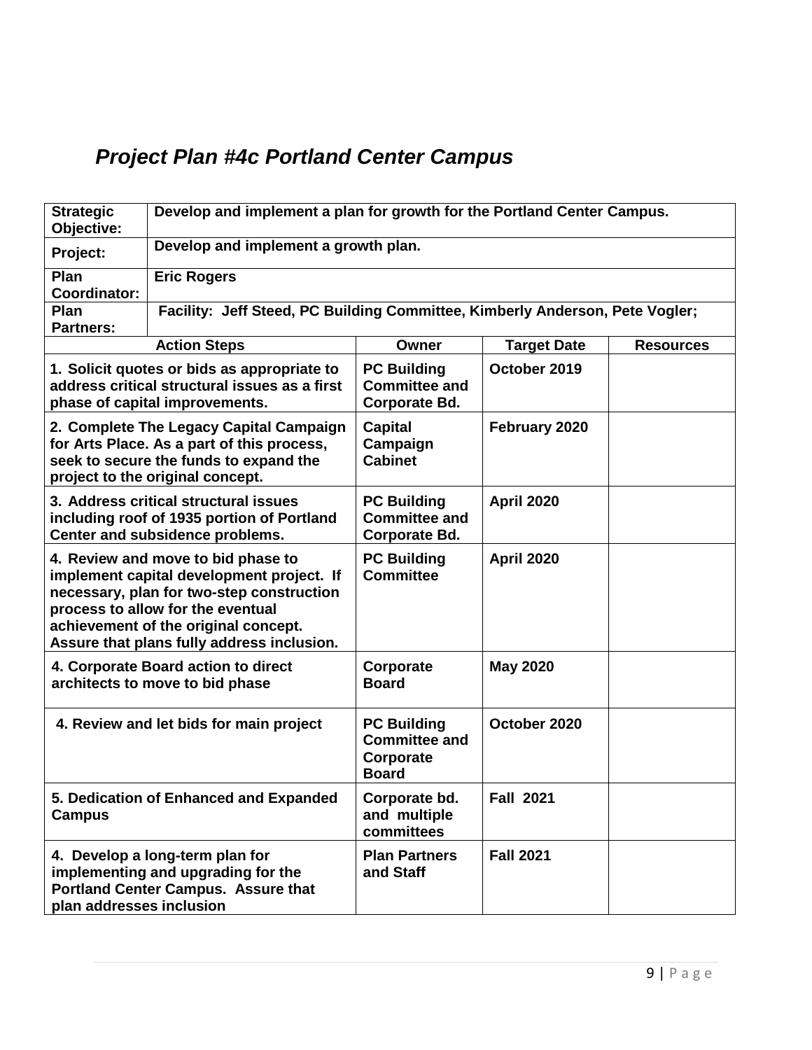## *Project Plan #4c Portland Center Campus*

| **Strategic Objective:** | **Develop and implement a plan for growth for the Portland Center Campus.** | | |
|---|---|---|---|
| **Project:** | **Develop and implement a growth plan.** | | |
| **Plan Coordinator:** | **Eric Rogers** | | |
| **Plan Partners:** | **Facility: Jeff Steed, PC Building Committee, Kimberly Anderson, Pete Vogler;** | | |

| Action Steps | Owner | Target Date | Resources |
|---|---|---|---|
| **1. Solicit quotes or bids as appropriate to address critical structural issues as a first phase of capital improvements.** | **PC Building Committee and Corporate Bd.** | **October 2019** | |
| **2. Complete The Legacy Capital Campaign for Arts Place. As a part of this process, seek to secure the funds to expand the project to the original concept.** | **Capital Campaign Cabinet** | **February 2020** | |
| **3. Address critical structural issues including roof of 1935 portion of Portland Center and subsidence problems.** | **PC Building Committee and Corporate Bd.** | **April 2020** | |
| **4. Review and move to bid phase to implement capital development project. If necessary, plan for two-step construction process to allow for the eventual achievement of the original concept. Assure that plans fully address inclusion.** | **PC Building Committee** | **April 2020** | |
| **4. Corporate Board action to direct architects to move to bid phase** | **Corporate Board** | **May 2020** | |
| **4. Review and let bids for main project** | **PC Building Committee and Corporate Board** | **October 2020** | |
| **5. Dedication of Enhanced and Expanded Campus** | **Corporate bd. and multiple committees** | **Fall 2021** | |
| **4. Develop a long-term plan for implementing and upgrading for the Portland Center Campus. Assure that plan addresses inclusion** | **Plan Partners and Staff** | **Fall 2021** | |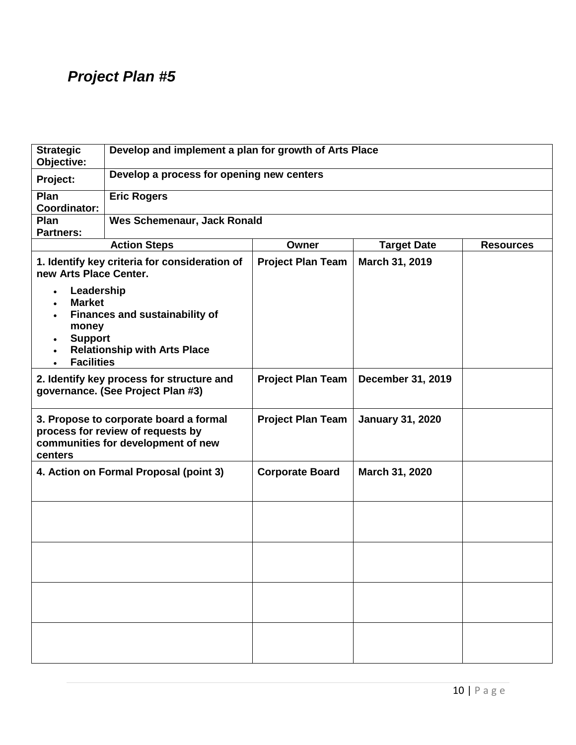# *Project Plan #5*

| | |
|---|---|
| **Strategic Objective:** | **Develop and implement a plan for growth of Arts Place** |
| **Project:** | **Develop a process for opening new centers** |
| **Plan Coordinator:** | **Eric Rogers** |
| **Plan Partners:** | **Wes Schemenaur, Jack Ronald** |

| **Action Steps** | **Owner** | **Target Date** | **Resources** |
|---|---|---|---|
| **1. Identify key criteria for consideration of new Arts Place Center.**<br>• **Leadership**<br>• **Market**<br>• **Finances and sustainability of money**<br>• **Support**<br>• **Relationship with Arts Place**<br>• **Facilities** | **Project Plan Team** | **March 31, 2019** | |
| **2. Identify key process for structure and governance. (See Project Plan #3)** | **Project Plan Team** | **December 31, 2019** | |
| **3. Propose to corporate board a formal process for review of requests by communities for development of new centers** | **Project Plan Team** | **January 31, 2020** | |
| **4. Action on Formal Proposal (point 3)** | **Corporate Board** | **March 31, 2020** | |
| | | | |
| | | | |
| | | | |
| | | | |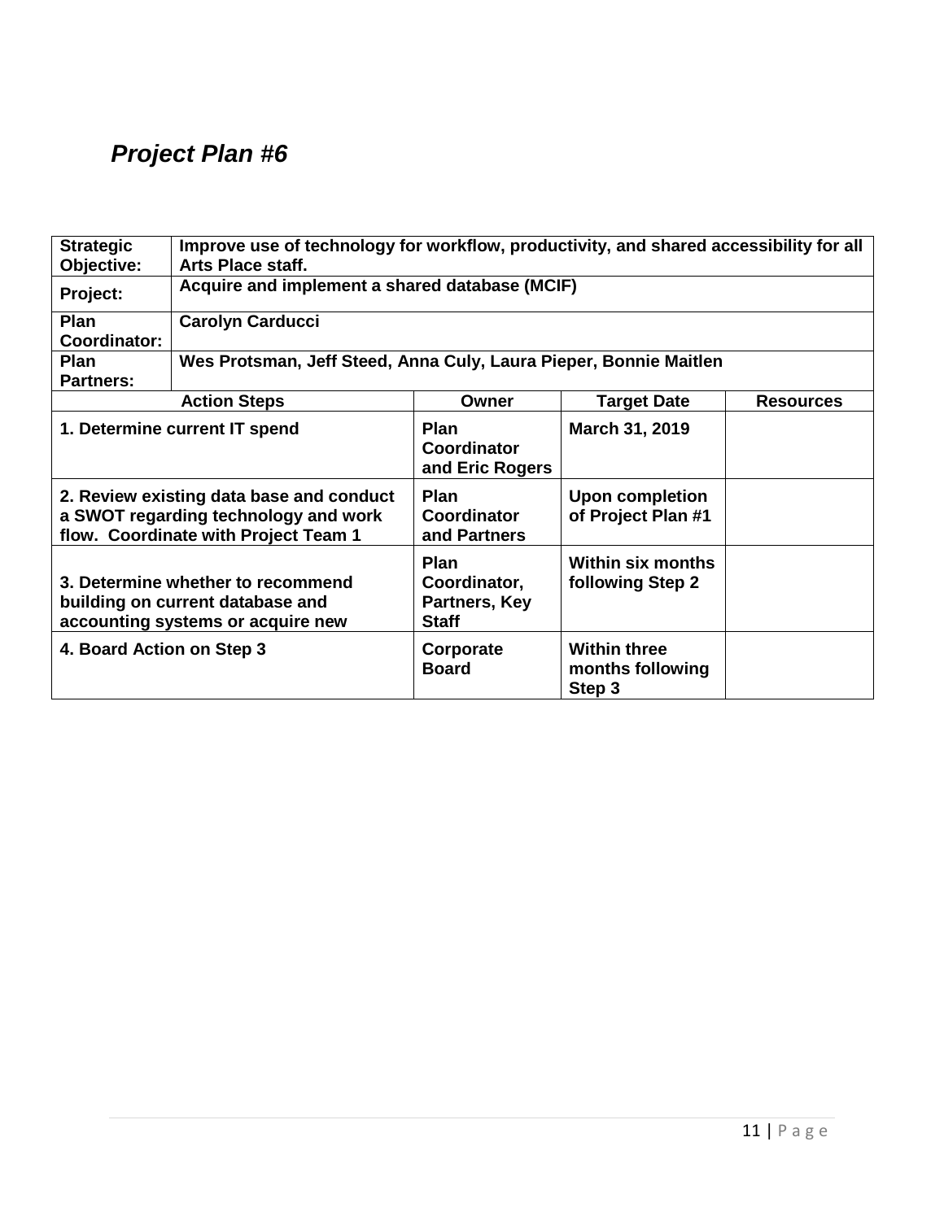## *Project Plan #6*

| **Strategic Objective:** | **Improve use of technology for workflow, productivity, and shared accessibility for all Arts Place staff.** | | |
|---|---|---|---|
| **Project:** | **Acquire and implement a shared database (MCIF)** | | |
| **Plan Coordinator:** | **Carolyn Carducci** | | |
| **Plan Partners:** | **Wes Protsman, Jeff Steed, Anna Culy, Laura Pieper, Bonnie Maitlen** | | |
| **Action Steps** | **Owner** | **Target Date** | **Resources** |
| **1. Determine current IT spend** | **Plan Coordinator and Eric Rogers** | **March 31, 2019** | |
| **2. Review existing data base and conduct a SWOT regarding technology and work flow. Coordinate with Project Team 1** | **Plan Coordinator and Partners** | **Upon completion of Project Plan #1** | |
| **3. Determine whether to recommend building on current database and accounting systems or acquire new** | **Plan Coordinator, Partners, Key Staff** | **Within six months following Step 2** | |
| **4. Board Action on Step 3** | **Corporate Board** | **Within three months following Step 3** | |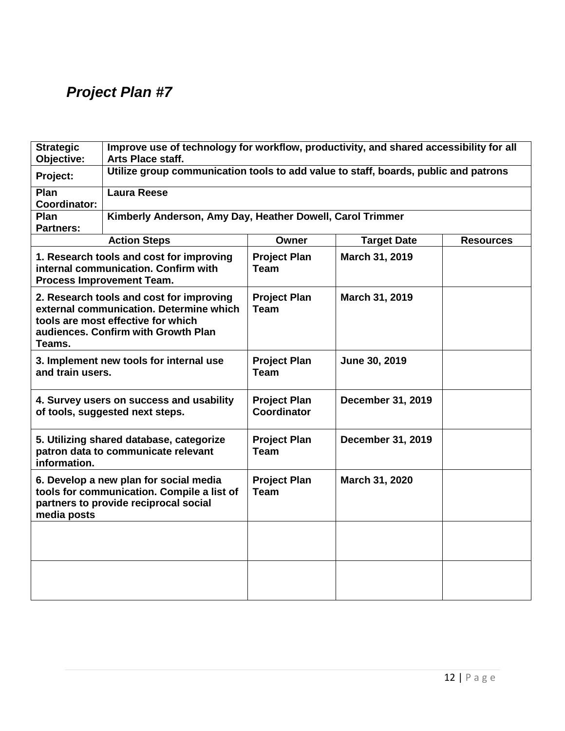## *Project Plan #7*

| | | | | |
|---|---|---|---|---|
| **Strategic Objective:** | **Improve use of technology for workflow, productivity, and shared accessibility for all Arts Place staff.** | | | |
| **Project:** | **Utilize group communication tools to add value to staff, boards, public and patrons** | | | |
| **Plan Coordinator:** | **Laura Reese** | | | |
| **Plan Partners:** | **Kimberly Anderson, Amy Day, Heather Dowell, Carol Trimmer** | | | |
| **Action Steps** | | **Owner** | **Target Date** | **Resources** |
| **1. Research tools and cost for improving internal communication. Confirm with Process Improvement Team.** | | **Project Plan Team** | **March 31, 2019** | |
| **2. Research tools and cost for improving external communication. Determine which tools are most effective for which audiences. Confirm with Growth Plan Teams.** | | **Project Plan Team** | **March 31, 2019** | |
| **3. Implement new tools for internal use and train users.** | | **Project Plan Team** | **June 30, 2019** | |
| **4. Survey users on success and usability of tools, suggested next steps.** | | **Project Plan Coordinator** | **December 31, 2019** | |
| **5. Utilizing shared database, categorize patron data to communicate relevant information.** | | **Project Plan Team** | **December 31, 2019** | |
| **6. Develop a new plan for social media tools for communication. Compile a list of partners to provide reciprocal social media posts** | | **Project Plan Team** | **March 31, 2020** | |
| | | | | |
| | | | | |